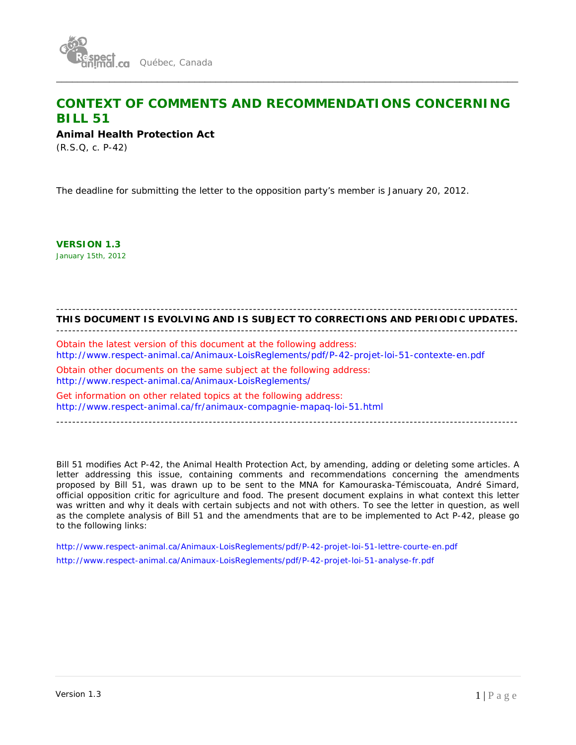Québec, Canada

# CONTEXT OF COMMENTS AND RECOMMENDATIONS CONCERNING BILL 51

**Animal Health Protection Act**

(R.S.Q, c. P-42)

The deadline for submitting the letter to the opposition party's member is January 20, 2012.

**VERSION 1.3**

January 15th, 2012

---

**THIS DOCUMENT IS EVOLVING AND IS SUBJECT TO CORRECTIONS AND PERIODIC UPDATES.**

---

Obtain the latest version of this document at the following address:
http://www.respect-animal.ca/Animaux-LoisReglements/pdf/P-42-projet-loi-51-contexte-en.pdf

Obtain other documents on the same subject at the following address:
http://www.respect-animal.ca/Animaux-LoisReglements/

Get information on other related topics at the following address:
http://www.respect-animal.ca/fr/animaux-compagnie-mapaq-loi-51.html

---

Bill 51 modifies Act P-42, the Animal Health Protection Act, by amending, adding or deleting some articles. A letter addressing this issue, containing comments and recommendations concerning the amendments proposed by Bill 51, was drawn up to be sent to the MNA for Kamouraska-Témiscouata, André Simard, official opposition critic for agriculture and food. The present document explains in what context this letter was written and why it deals with certain subjects and not with others. To see the letter in question, as well as the complete analysis of Bill 51 and the amendments that are to be implemented to Act P-42, please go to the following links:

http://www.respect-animal.ca/Animaux-LoisReglements/pdf/P-42-projet-loi-51-lettre-courte-en.pdf

http://www.respect-animal.ca/Animaux-LoisReglements/pdf/P-42-projet-loi-51-analyse-fr.pdf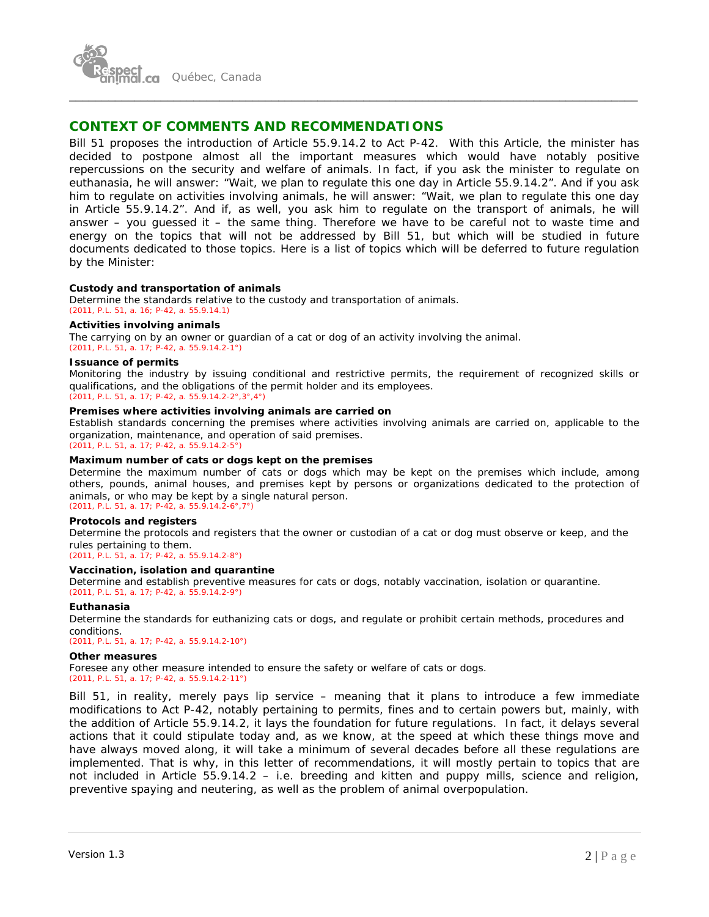## CONTEXT OF COMMENTS AND RECOMMENDATIONS

Bill 51 proposes the introduction of Article 55.9.14.2 to Act P-42. With this Article, the minister has decided to postpone almost all the important measures which would have notably positive repercussions on the security and welfare of animals. In fact, if you ask the minister to regulate on euthanasia, he will answer: "Wait, we plan to regulate this one day in Article 55.9.14.2". And if you ask him to regulate on activities involving animals, he will answer: "Wait, we plan to regulate this one day in Article 55.9.14.2". And if, as well, you ask him to regulate on the transport of animals, he will answer – you guessed it – the same thing. Therefore we have to be careful not to waste time and energy on the topics that will not be addressed by Bill 51, but which will be studied in future documents dedicated to those topics. Here is a list of topics which will be deferred to future regulation by the Minister:

**Custody and transportation of animals**
Determine the standards relative to the custody and transportation of animals.
(2011, P.L. 51, a. 16; P-42, a. 55.9.14.1)

**Activities involving animals**
The carrying on by an owner or guardian of a cat or dog of an activity involving the animal.
(2011, P.L. 51, a. 17; P-42, a. 55.9.14.2-1°)

**Issuance of permits**
Monitoring the industry by issuing conditional and restrictive permits, the requirement of recognized skills or qualifications, and the obligations of the permit holder and its employees.
(2011, P.L. 51, a. 17; P-42, a. 55.9.14.2-2°,3°,4°)

**Premises where activities involving animals are carried on**
Establish standards concerning the premises where activities involving animals are carried on, applicable to the organization, maintenance, and operation of said premises.
(2011, P.L. 51, a. 17; P-42, a. 55.9.14.2-5°)

**Maximum number of cats or dogs kept on the premises**
Determine the maximum number of cats or dogs which may be kept on the premises which include, among others, pounds, animal houses, and premises kept by persons or organizations dedicated to the protection of animals, or who may be kept by a single natural person.
(2011, P.L. 51, a. 17; P-42, a. 55.9.14.2-6°,7°)

**Protocols and registers**
Determine the protocols and registers that the owner or custodian of a cat or dog must observe or keep, and the rules pertaining to them.
(2011, P.L. 51, a. 17; P-42, a. 55.9.14.2-8°)

**Vaccination, isolation and quarantine**
Determine and establish preventive measures for cats or dogs, notably vaccination, isolation or quarantine.
(2011, P.L. 51, a. 17; P-42, a. 55.9.14.2-9°)

**Euthanasia**
Determine the standards for euthanizing cats or dogs, and regulate or prohibit certain methods, procedures and conditions.
(2011, P.L. 51, a. 17; P-42, a. 55.9.14.2-10°)

**Other measures**
Foresee any other measure intended to ensure the safety or welfare of cats or dogs.
(2011, P.L. 51, a. 17; P-42, a. 55.9.14.2-11°)

Bill 51, in reality, merely pays lip service – meaning that it plans to introduce a few immediate modifications to Act P-42, notably pertaining to permits, fines and to certain powers but, mainly, with the addition of Article 55.9.14.2, it lays the foundation for future regulations. In fact, it delays several actions that it could stipulate today and, as we know, at the speed at which these things move and have always moved along, it will take a minimum of several decades before all these regulations are implemented. That is why, in this letter of recommendations, it will mostly pertain to topics that are not included in Article 55.9.14.2 – i.e. breeding and kitten and puppy mills, science and religion, preventive spaying and neutering, as well as the problem of animal overpopulation.